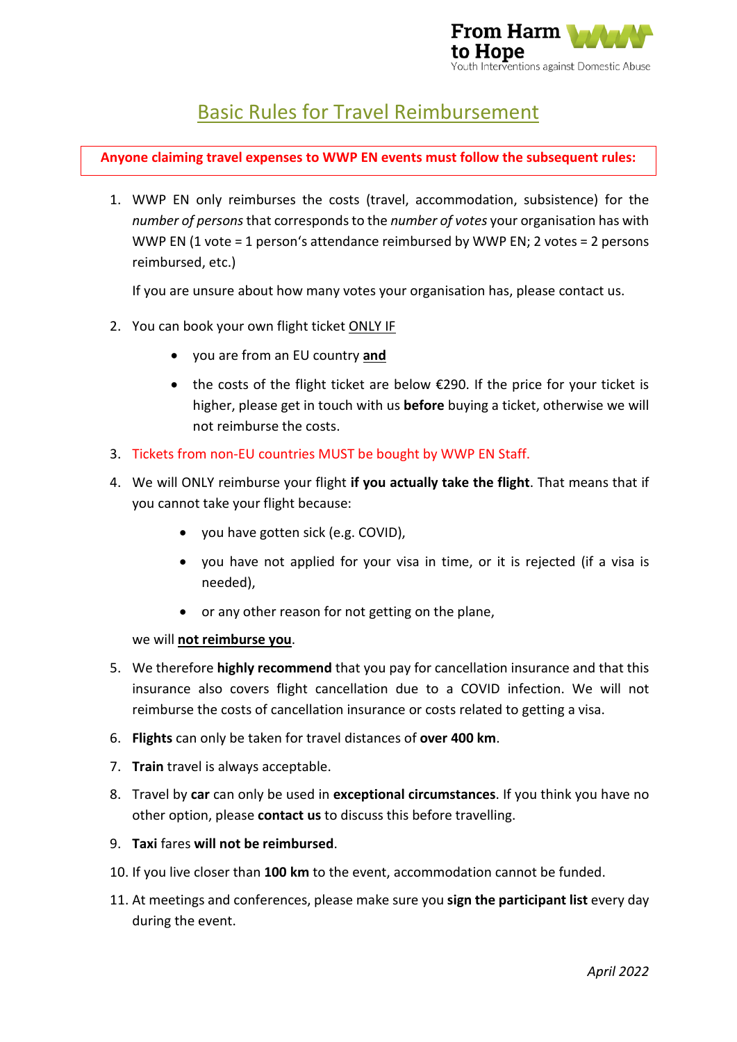From Harm to Hope
Youth Interventions against Domestic Abuse

# Basic Rules for Travel Reimbursement

**Anyone claiming travel expenses to WWP EN events must follow the subsequent rules:**

1. WWP EN only reimburses the costs (travel, accommodation, subsistence) for the *number of persons* that corresponds to the *number of votes* your organisation has with WWP EN (1 vote = 1 person's attendance reimbursed by WWP EN; 2 votes = 2 persons reimbursed, etc.)

   If you are unsure about how many votes your organisation has, please contact us.

2. You can book your own flight ticket ONLY IF
   - you are from an EU country **and**
   - the costs of the flight ticket are below €290. If the price for your ticket is higher, please get in touch with us **before** buying a ticket, otherwise we will not reimburse the costs.
3. Tickets from non-EU countries MUST be bought by WWP EN Staff.
4. We will ONLY reimburse your flight **if you actually take the flight**. That means that if you cannot take your flight because:
   - you have gotten sick (e.g. COVID),
   - you have not applied for your visa in time, or it is rejected (if a visa is needed),
   - or any other reason for not getting on the plane,

   we will **not reimburse you**.
5. We therefore **highly recommend** that you pay for cancellation insurance and that this insurance also covers flight cancellation due to a COVID infection. We will not reimburse the costs of cancellation insurance or costs related to getting a visa.
6. **Flights** can only be taken for travel distances of **over 400 km**.
7. **Train** travel is always acceptable.
8. Travel by **car** can only be used in **exceptional circumstances**. If you think you have no other option, please **contact us** to discuss this before travelling.
9. **Taxi** fares **will not be reimbursed**.
10. If you live closer than **100 km** to the event, accommodation cannot be funded.
11. At meetings and conferences, please make sure you **sign the participant list** every day during the event.

*April 2022*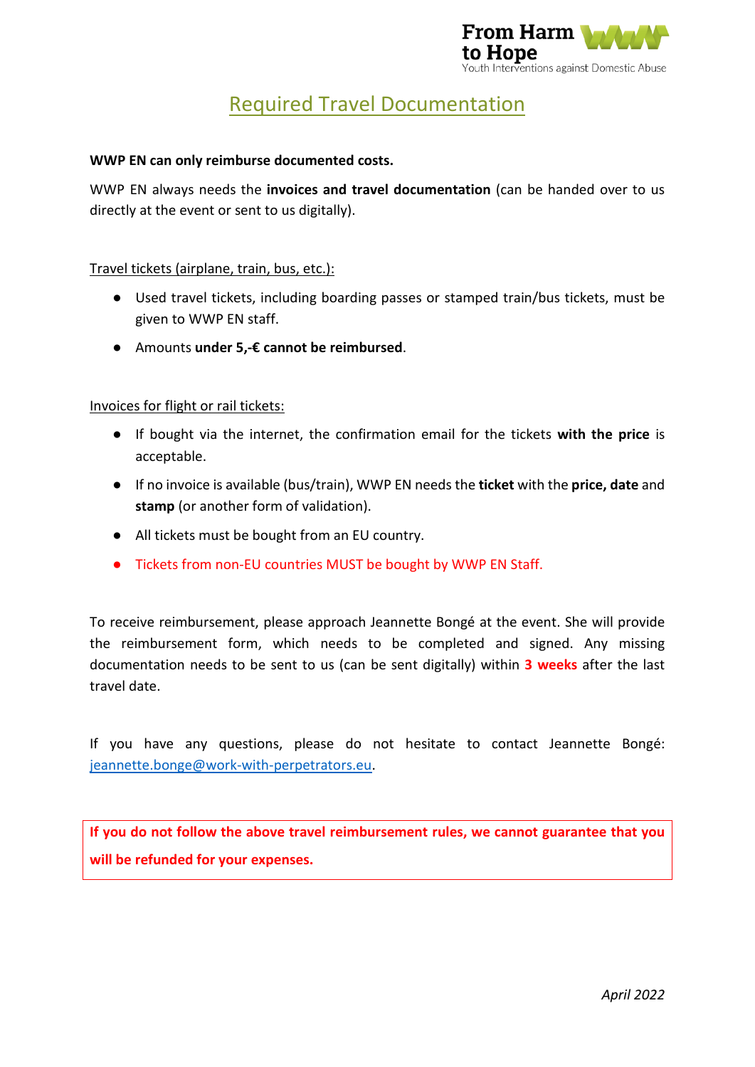# Required Travel Documentation

**WWP EN can only reimburse documented costs.**

WWP EN always needs the **invoices and travel documentation** (can be handed over to us directly at the event or sent to us digitally).

Travel tickets (airplane, train, bus, etc.):

- Used travel tickets, including boarding passes or stamped train/bus tickets, must be given to WWP EN staff.
- Amounts **under 5,-€ cannot be reimbursed**.

Invoices for flight or rail tickets:

- If bought via the internet, the confirmation email for the tickets **with the price** is acceptable.
- If no invoice is available (bus/train), WWP EN needs the **ticket** with the **price, date** and **stamp** (or another form of validation).
- All tickets must be bought from an EU country.
- Tickets from non-EU countries MUST be bought by WWP EN Staff.

To receive reimbursement, please approach Jeannette Bongé at the event. She will provide the reimbursement form, which needs to be completed and signed. Any missing documentation needs to be sent to us (can be sent digitally) within **3 weeks** after the last travel date.

If you have any questions, please do not hesitate to contact Jeannette Bongé: jeannette.bonge@work-with-perpetrators.eu.

**If you do not follow the above travel reimbursement rules, we cannot guarantee that you will be refunded for your expenses.**

*April 2022*